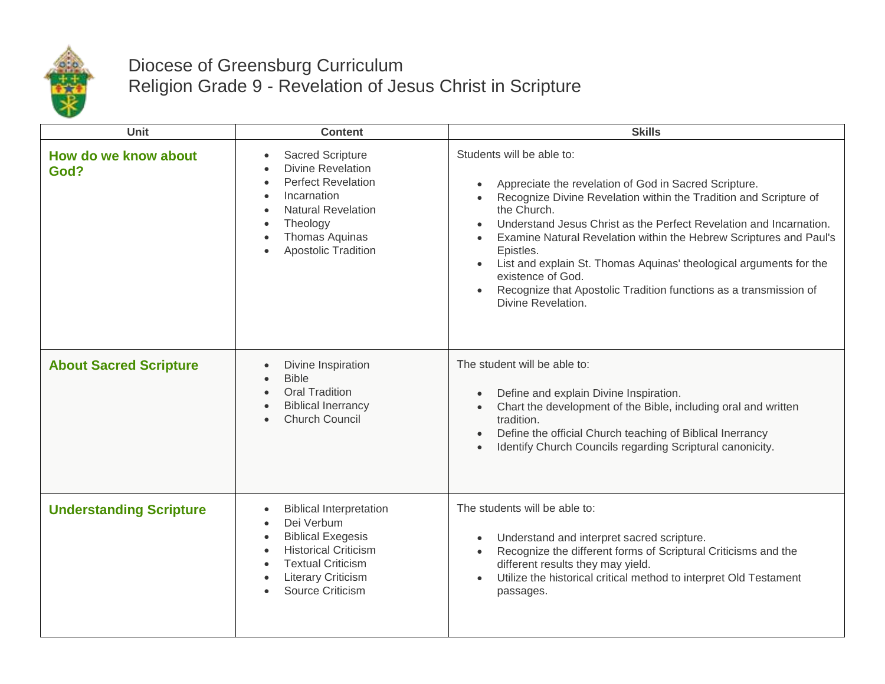# Diocese of Greensburg Curriculum
## Religion Grade 9 - Revelation of Jesus Christ in Scripture

| Unit | Content | Skills |
|---|---|---|
| **How do we know about God?** | • Sacred Scripture<br>• Divine Revelation<br>• Perfect Revelation<br>• Incarnation<br>• Natural Revelation<br>• Theology<br>• Thomas Aquinas<br>• Apostolic Tradition | Students will be able to:<br><br>• Appreciate the revelation of God in Sacred Scripture.<br>• Recognize Divine Revelation within the Tradition and Scripture of the Church.<br>• Understand Jesus Christ as the Perfect Revelation and Incarnation.<br>• Examine Natural Revelation within the Hebrew Scriptures and Paul's Epistles.<br>• List and explain St. Thomas Aquinas' theological arguments for the existence of God.<br>• Recognize that Apostolic Tradition functions as a transmission of Divine Revelation. |
| **About Sacred Scripture** | • Divine Inspiration<br>• Bible<br>• Oral Tradition<br>• Biblical Inerrancy<br>• Church Council | The student will be able to:<br><br>• Define and explain Divine Inspiration.<br>• Chart the development of the Bible, including oral and written tradition.<br>• Define the official Church teaching of Biblical Inerrancy<br>• Identify Church Councils regarding Scriptural canonicity. |
| **Understanding Scripture** | • Biblical Interpretation<br>• Dei Verbum<br>• Biblical Exegesis<br>• Historical Criticism<br>• Textual Criticism<br>• Literary Criticism<br>• Source Criticism | The students will be able to:<br><br>• Understand and interpret sacred scripture.<br>• Recognize the different forms of Scriptural Criticisms and the different results they may yield.<br>• Utilize the historical critical method to interpret Old Testament passages. |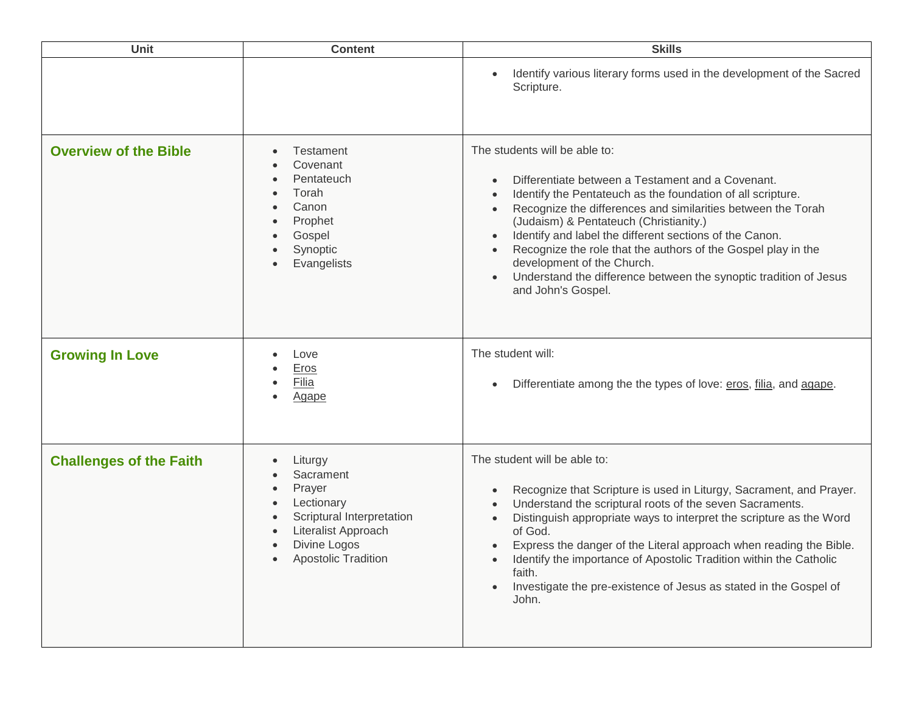| Unit | Content | Skills |
|---|---|---|
| | | • Identify various literary forms used in the development of the Sacred Scripture. |
| **Overview of the Bible** | • Testament<br>• Covenant<br>• Pentateuch<br>• Torah<br>• Canon<br>• Prophet<br>• Gospel<br>• Synoptic<br>• Evangelists | The students will be able to:<br><br>• Differentiate between a Testament and a Covenant.<br>• Identify the Pentateuch as the foundation of all scripture.<br>• Recognize the differences and similarities between the Torah (Judaism) & Pentateuch (Christianity.)<br>• Identify and label the different sections of the Canon.<br>• Recognize the role that the authors of the Gospel play in the development of the Church.<br>• Understand the difference between the synoptic tradition of Jesus and John's Gospel. |
| **Growing In Love** | • Love<br>• Eros<br>• Filia<br>• Agape | The student will:<br><br>• Differentiate among the the types of love: eros, filia, and agape. |
| **Challenges of the Faith** | • Liturgy<br>• Sacrament<br>• Prayer<br>• Lectionary<br>• Scriptural Interpretation<br>• Literalist Approach<br>• Divine Logos<br>• Apostolic Tradition | The student will be able to:<br><br>• Recognize that Scripture is used in Liturgy, Sacrament, and Prayer.<br>• Understand the scriptural roots of the seven Sacraments.<br>• Distinguish appropriate ways to interpret the scripture as the Word of God.<br>• Express the danger of the Literal approach when reading the Bible.<br>• Identify the importance of Apostolic Tradition within the Catholic faith.<br>• Investigate the pre-existence of Jesus as stated in the Gospel of John. |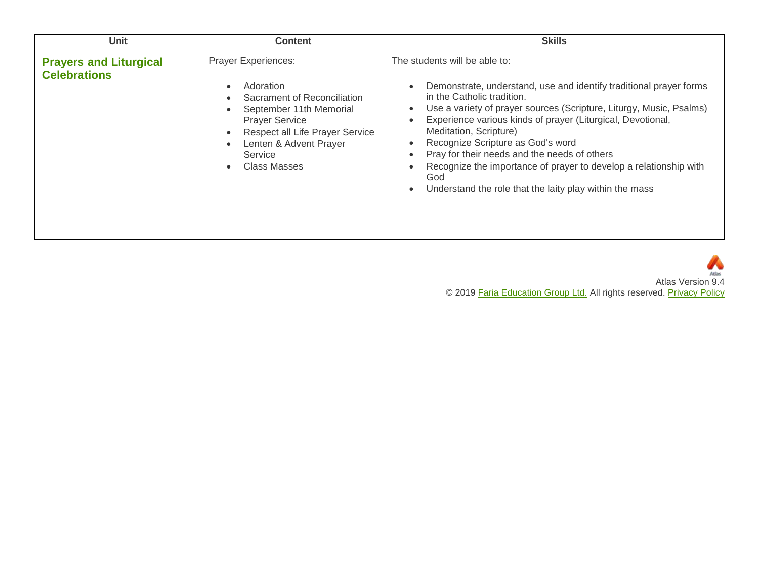| Unit | Content | Skills |
|---|---|---|
| **Prayers and Liturgical Celebrations** | Prayer Experiences:<br><br>• Adoration<br>• Sacrament of Reconciliation<br>• September 11th Memorial Prayer Service<br>• Respect all Life Prayer Service<br>• Lenten & Advent Prayer Service<br>• Class Masses | The students will be able to:<br><br>• Demonstrate, understand, use and identify traditional prayer forms in the Catholic tradition.<br>• Use a variety of prayer sources (Scripture, Liturgy, Music, Psalms)<br>• Experience various kinds of prayer (Liturgical, Devotional, Meditation, Scripture)<br>• Recognize Scripture as God's word<br>• Pray for their needs and the needs of others<br>• Recognize the importance of prayer to develop a relationship with God<br>• Understand the role that the laity play within the mass |